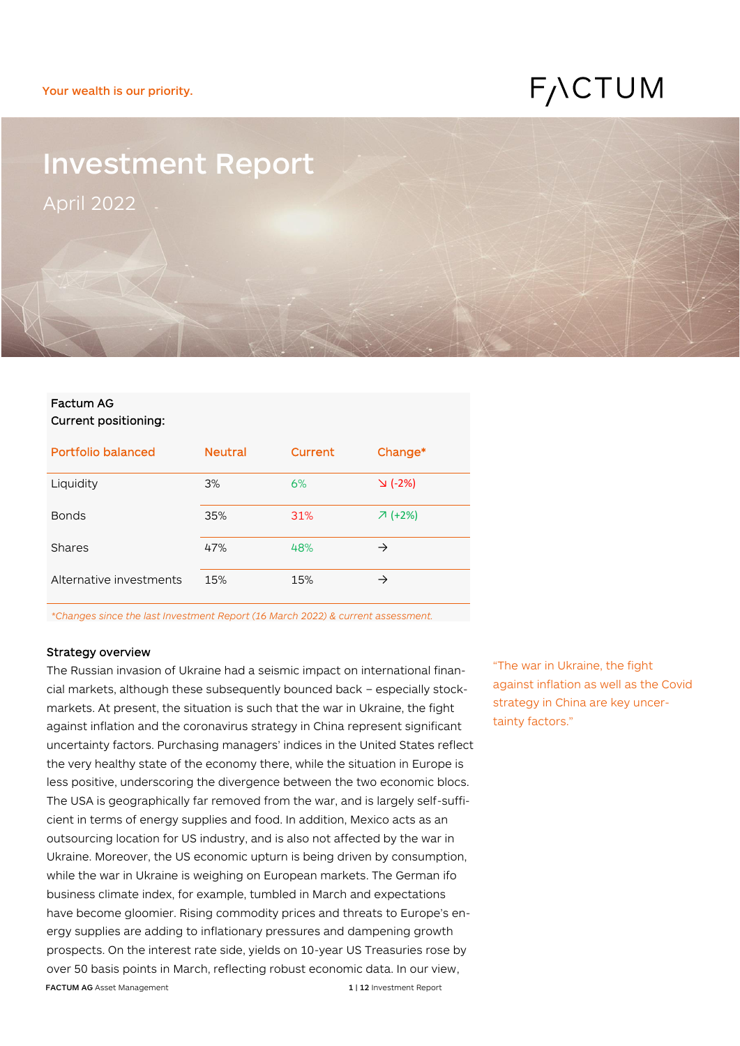Your wealth is our priority.

FACTUM

# Investment Report

April 2022

Factum AG
Current positioning:

| Portfolio balanced | Neutral | Current | Change* |
|---|---|---|---|
| Liquidity | 3% | 6% | ↘ (-2%) |
| Bonds | 35% | 31% | ↗ (+2%) |
| Shares | 47% | 48% | → |
| Alternative investments | 15% | 15% | → |

*Changes since the last Investment Report (16 March 2022) & current assessment.*

### Strategy overview

The Russian invasion of Ukraine had a seismic impact on international financial markets, although these subsequently bounced back – especially stock-markets. At present, the situation is such that the war in Ukraine, the fight against inflation and the coronavirus strategy in China represent significant uncertainty factors. Purchasing managers' indices in the United States reflect the very healthy state of the economy there, while the situation in Europe is less positive, underscoring the divergence between the two economic blocs. The USA is geographically far removed from the war, and is largely self-sufficient in terms of energy supplies and food. In addition, Mexico acts as an outsourcing location for US industry, and is also not affected by the war in Ukraine. Moreover, the US economic upturn is being driven by consumption, while the war in Ukraine is weighing on European markets. The German ifo business climate index, for example, tumbled in March and expectations have become gloomier. Rising commodity prices and threats to Europe's energy supplies are adding to inflationary pressures and dampening growth prospects. On the interest rate side, yields on 10-year US Treasuries rose by over 50 basis points in March, reflecting robust economic data. In our view,

"The war in Ukraine, the fight against inflation as well as the Covid strategy in China are key uncertainty factors."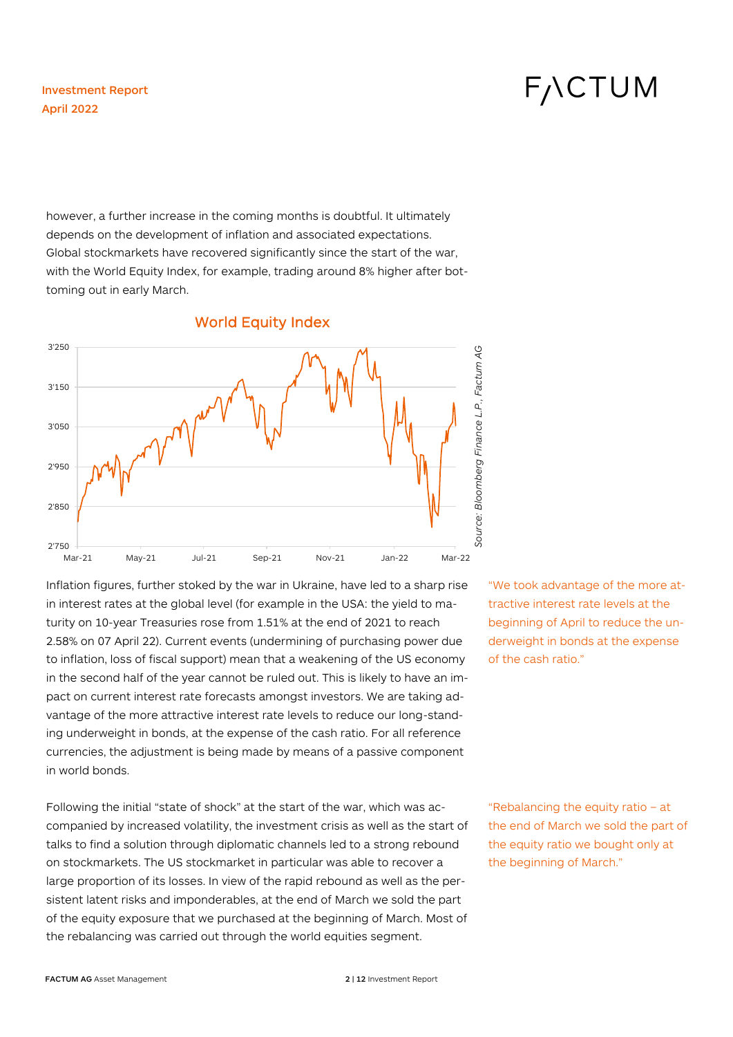however, a further increase in the coming months is doubtful. It ultimately depends on the development of inflation and associated expectations. Global stockmarkets have recovered significantly since the start of the war, with the World Equity Index, for example, trading around 8% higher after bottoming out in early March.

World Equity Index

Source: Bloomberg Finance L.P., Factum AG

Inflation figures, further stoked by the war in Ukraine, have led to a sharp rise in interest rates at the global level (for example in the USA: the yield to maturity on 10-year Treasuries rose from 1.51% at the end of 2021 to reach 2.58% on 07 April 22). Current events (undermining of purchasing power due to inflation, loss of fiscal support) mean that a weakening of the US economy in the second half of the year cannot be ruled out. This is likely to have an impact on current interest rate forecasts amongst investors. We are taking advantage of the more attractive interest rate levels to reduce our long-standing underweight in bonds, at the expense of the cash ratio. For all reference currencies, the adjustment is being made by means of a passive component in world bonds.

"We took advantage of the more attractive interest rate levels at the beginning of April to reduce the underweight in bonds at the expense of the cash ratio."

Following the initial "state of shock" at the start of the war, which was accompanied by increased volatility, the investment crisis as well as the start of talks to find a solution through diplomatic channels led to a strong rebound on stockmarkets. The US stockmarket in particular was able to recover a large proportion of its losses. In view of the rapid rebound as well as the persistent latent risks and imponderables, at the end of March we sold the part of the equity exposure that we purchased at the beginning of March. Most of the rebalancing was carried out through the world equities segment.

"Rebalancing the equity ratio – at the end of March we sold the part of the equity ratio we bought only at the beginning of March."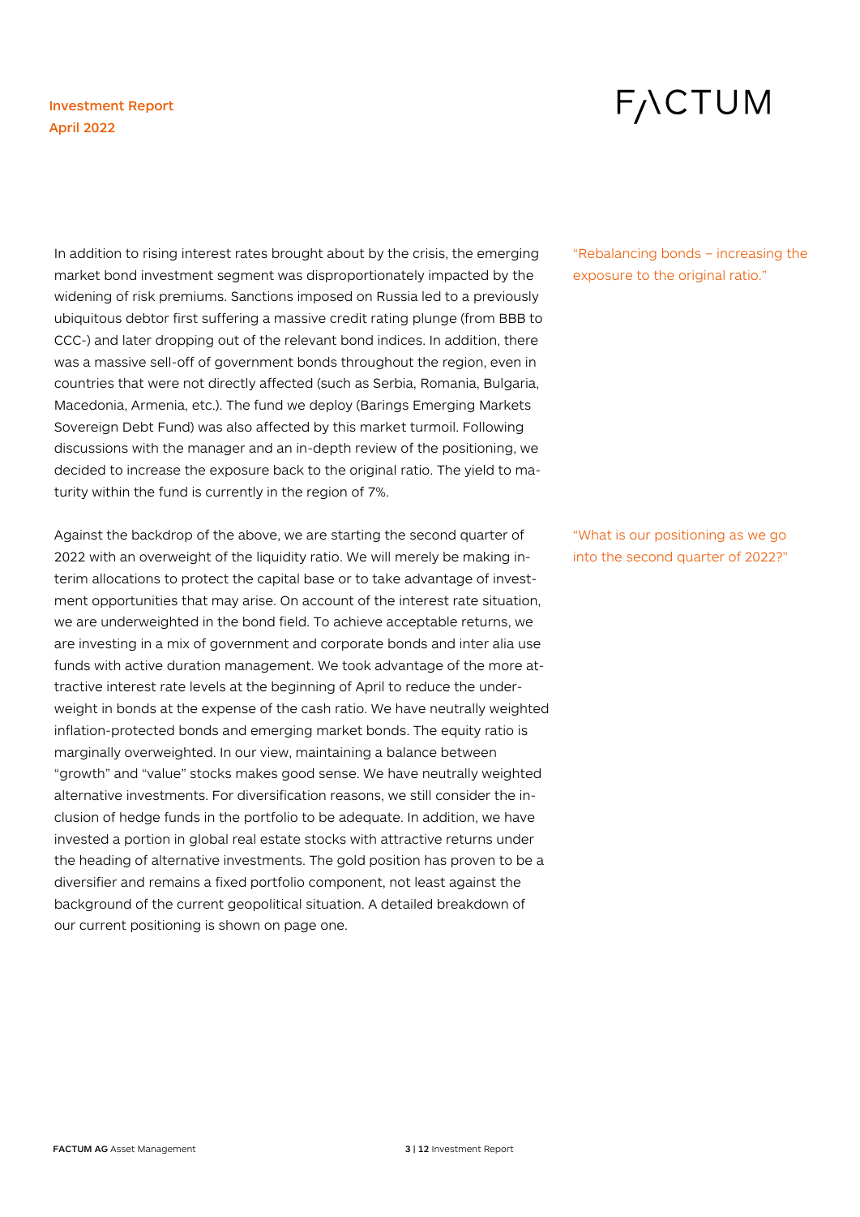In addition to rising interest rates brought about by the crisis, the emerging market bond investment segment was disproportionately impacted by the widening of risk premiums. Sanctions imposed on Russia led to a previously ubiquitous debtor first suffering a massive credit rating plunge (from BBB to CCC-) and later dropping out of the relevant bond indices. In addition, there was a massive sell-off of government bonds throughout the region, even in countries that were not directly affected (such as Serbia, Romania, Bulgaria, Macedonia, Armenia, etc.). The fund we deploy (Barings Emerging Markets Sovereign Debt Fund) was also affected by this market turmoil. Following discussions with the manager and an in-depth review of the positioning, we decided to increase the exposure back to the original ratio. The yield to maturity within the fund is currently in the region of 7%.

*"Rebalancing bonds – increasing the exposure to the original ratio."*

Against the backdrop of the above, we are starting the second quarter of 2022 with an overweight of the liquidity ratio. We will merely be making interim allocations to protect the capital base or to take advantage of investment opportunities that may arise. On account of the interest rate situation, we are underweighted in the bond field. To achieve acceptable returns, we are investing in a mix of government and corporate bonds and inter alia use funds with active duration management. We took advantage of the more attractive interest rate levels at the beginning of April to reduce the underweight in bonds at the expense of the cash ratio. We have neutrally weighted inflation-protected bonds and emerging market bonds. The equity ratio is marginally overweighted. In our view, maintaining a balance between "growth" and "value" stocks makes good sense. We have neutrally weighted alternative investments. For diversification reasons, we still consider the inclusion of hedge funds in the portfolio to be adequate. In addition, we have invested a portion in global real estate stocks with attractive returns under the heading of alternative investments. The gold position has proven to be a diversifier and remains a fixed portfolio component, not least against the background of the current geopolitical situation. A detailed breakdown of our current positioning is shown on page one.

*"What is our positioning as we go into the second quarter of 2022?"*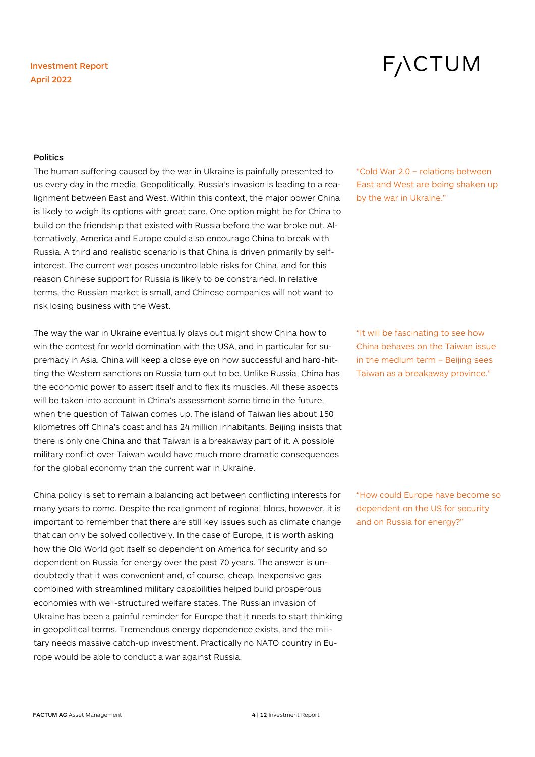## Politics

The human suffering caused by the war in Ukraine is painfully presented to us every day in the media. Geopolitically, Russia's invasion is leading to a realignment between East and West. Within this context, the major power China is likely to weigh its options with great care. One option might be for China to build on the friendship that existed with Russia before the war broke out. Alternatively, America and Europe could also encourage China to break with Russia. A third and realistic scenario is that China is driven primarily by self-interest. The current war poses uncontrollable risks for China, and for this reason Chinese support for Russia is likely to be constrained. In relative terms, the Russian market is small, and Chinese companies will not want to risk losing business with the West.

> "Cold War 2.0 – relations between East and West are being shaken up by the war in Ukraine."

The way the war in Ukraine eventually plays out might show China how to win the contest for world domination with the USA, and in particular for supremacy in Asia. China will keep a close eye on how successful and hard-hitting the Western sanctions on Russia turn out to be. Unlike Russia, China has the economic power to assert itself and to flex its muscles. All these aspects will be taken into account in China's assessment some time in the future, when the question of Taiwan comes up. The island of Taiwan lies about 150 kilometres off China's coast and has 24 million inhabitants. Beijing insists that there is only one China and that Taiwan is a breakaway part of it. A possible military conflict over Taiwan would have much more dramatic consequences for the global economy than the current war in Ukraine.

> "It will be fascinating to see how China behaves on the Taiwan issue in the medium term – Beijing sees Taiwan as a breakaway province."

China policy is set to remain a balancing act between conflicting interests for many years to come. Despite the realignment of regional blocs, however, it is important to remember that there are still key issues such as climate change that can only be solved collectively. In the case of Europe, it is worth asking how the Old World got itself so dependent on America for security and so dependent on Russia for energy over the past 70 years. The answer is undoubtedly that it was convenient and, of course, cheap. Inexpensive gas combined with streamlined military capabilities helped build prosperous economies with well-structured welfare states. The Russian invasion of Ukraine has been a painful reminder for Europe that it needs to start thinking in geopolitical terms. Tremendous energy dependence exists, and the military needs massive catch-up investment. Practically no NATO country in Europe would be able to conduct a war against Russia.

> "How could Europe have become so dependent on the US for security and on Russia for energy?"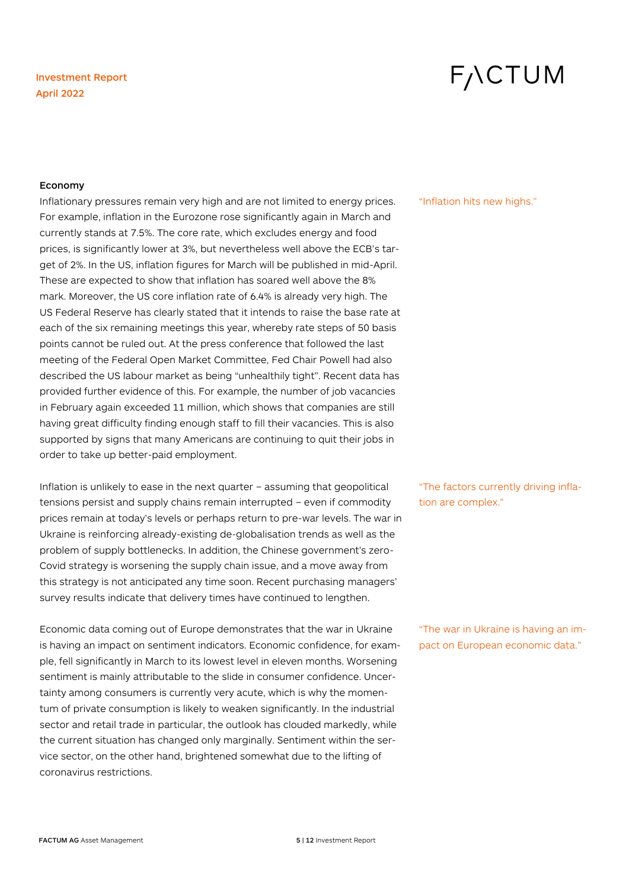## Economy

Inflationary pressures remain very high and are not limited to energy prices. For example, inflation in the Eurozone rose significantly again in March and currently stands at 7.5%. The core rate, which excludes energy and food prices, is significantly lower at 3%, but nevertheless well above the ECB's target of 2%. In the US, inflation figures for March will be published in mid-April. These are expected to show that inflation has soared well above the 8% mark. Moreover, the US core inflation rate of 6.4% is already very high. The US Federal Reserve has clearly stated that it intends to raise the base rate at each of the six remaining meetings this year, whereby rate steps of 50 basis points cannot be ruled out. At the press conference that followed the last meeting of the Federal Open Market Committee, Fed Chair Powell had also described the US labour market as being "unhealthily tight". Recent data has provided further evidence of this. For example, the number of job vacancies in February again exceeded 11 million, which shows that companies are still having great difficulty finding enough staff to fill their vacancies. This is also supported by signs that many Americans are continuing to quit their jobs in order to take up better-paid employment.

"Inflation hits new highs."

Inflation is unlikely to ease in the next quarter – assuming that geopolitical tensions persist and supply chains remain interrupted – even if commodity prices remain at today's levels or perhaps return to pre-war levels. The war in Ukraine is reinforcing already-existing de-globalisation trends as well as the problem of supply bottlenecks. In addition, the Chinese government's zero-Covid strategy is worsening the supply chain issue, and a move away from this strategy is not anticipated any time soon. Recent purchasing managers' survey results indicate that delivery times have continued to lengthen.

"The factors currently driving inflation are complex."

Economic data coming out of Europe demonstrates that the war in Ukraine is having an impact on sentiment indicators. Economic confidence, for example, fell significantly in March to its lowest level in eleven months. Worsening sentiment is mainly attributable to the slide in consumer confidence. Uncertainty among consumers is currently very acute, which is why the momentum of private consumption is likely to weaken significantly. In the industrial sector and retail trade in particular, the outlook has clouded markedly, while the current situation has changed only marginally. Sentiment within the service sector, on the other hand, brightened somewhat due to the lifting of coronavirus restrictions.

"The war in Ukraine is having an impact on European economic data."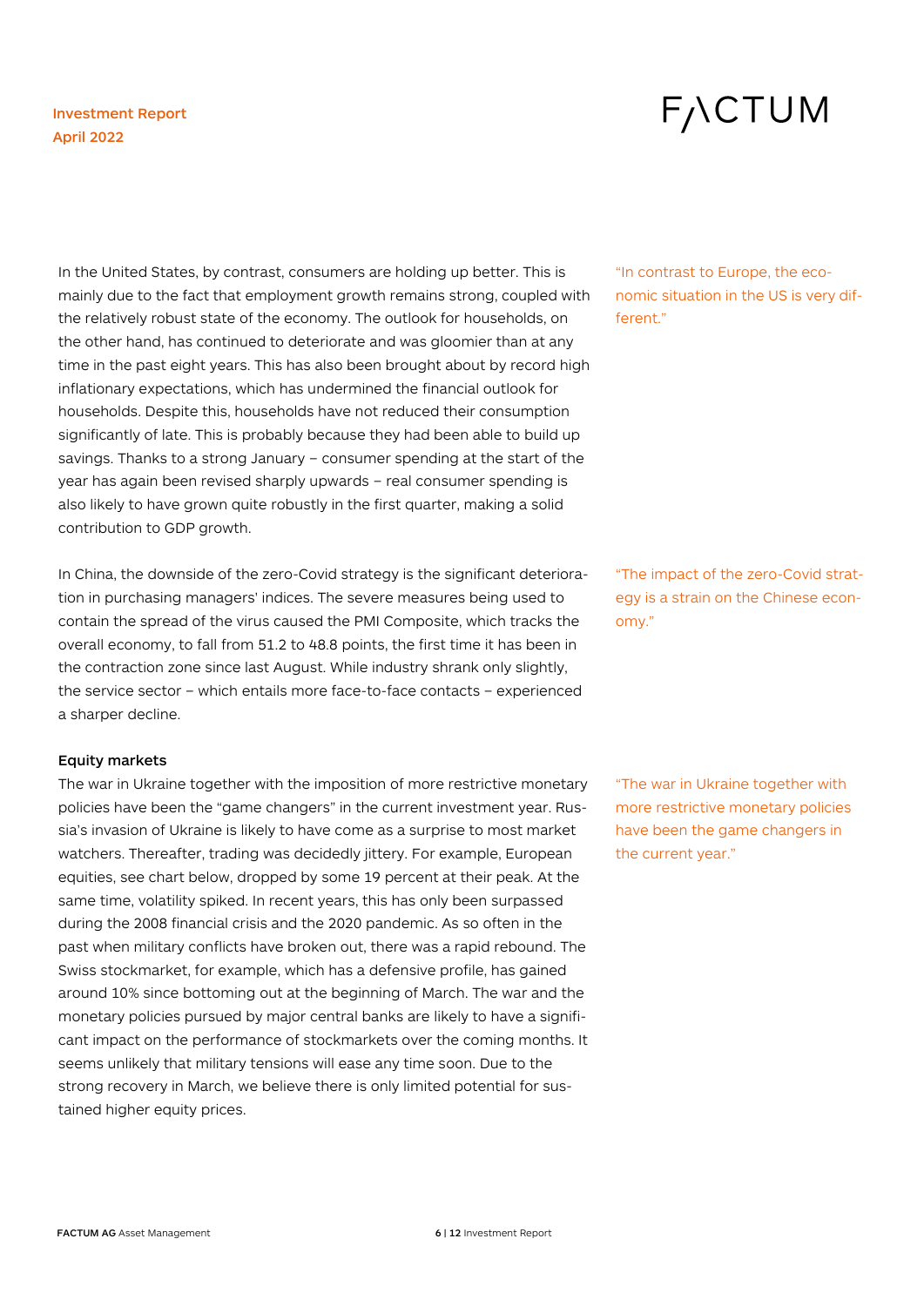In the United States, by contrast, consumers are holding up better. This is mainly due to the fact that employment growth remains strong, coupled with the relatively robust state of the economy. The outlook for households, on the other hand, has continued to deteriorate and was gloomier than at any time in the past eight years. This has also been brought about by record high inflationary expectations, which has undermined the financial outlook for households. Despite this, households have not reduced their consumption significantly of late. This is probably because they had been able to build up savings. Thanks to a strong January – consumer spending at the start of the year has again been revised sharply upwards – real consumer spending is also likely to have grown quite robustly in the first quarter, making a solid contribution to GDP growth.

"In contrast to Europe, the economic situation in the US is very different."

In China, the downside of the zero-Covid strategy is the significant deterioration in purchasing managers' indices. The severe measures being used to contain the spread of the virus caused the PMI Composite, which tracks the overall economy, to fall from 51.2 to 48.8 points, the first time it has been in the contraction zone since last August. While industry shrank only slightly, the service sector – which entails more face-to-face contacts – experienced a sharper decline.

"The impact of the zero-Covid strategy is a strain on the Chinese economy."

### Equity markets

The war in Ukraine together with the imposition of more restrictive monetary policies have been the "game changers" in the current investment year. Russia's invasion of Ukraine is likely to have come as a surprise to most market watchers. Thereafter, trading was decidedly jittery. For example, European equities, see chart below, dropped by some 19 percent at their peak. At the same time, volatility spiked. In recent years, this has only been surpassed during the 2008 financial crisis and the 2020 pandemic. As so often in the past when military conflicts have broken out, there was a rapid rebound. The Swiss stockmarket, for example, which has a defensive profile, has gained around 10% since bottoming out at the beginning of March. The war and the monetary policies pursued by major central banks are likely to have a significant impact on the performance of stockmarkets over the coming months. It seems unlikely that military tensions will ease any time soon. Due to the strong recovery in March, we believe there is only limited potential for sustained higher equity prices.

"The war in Ukraine together with more restrictive monetary policies have been the game changers in the current year."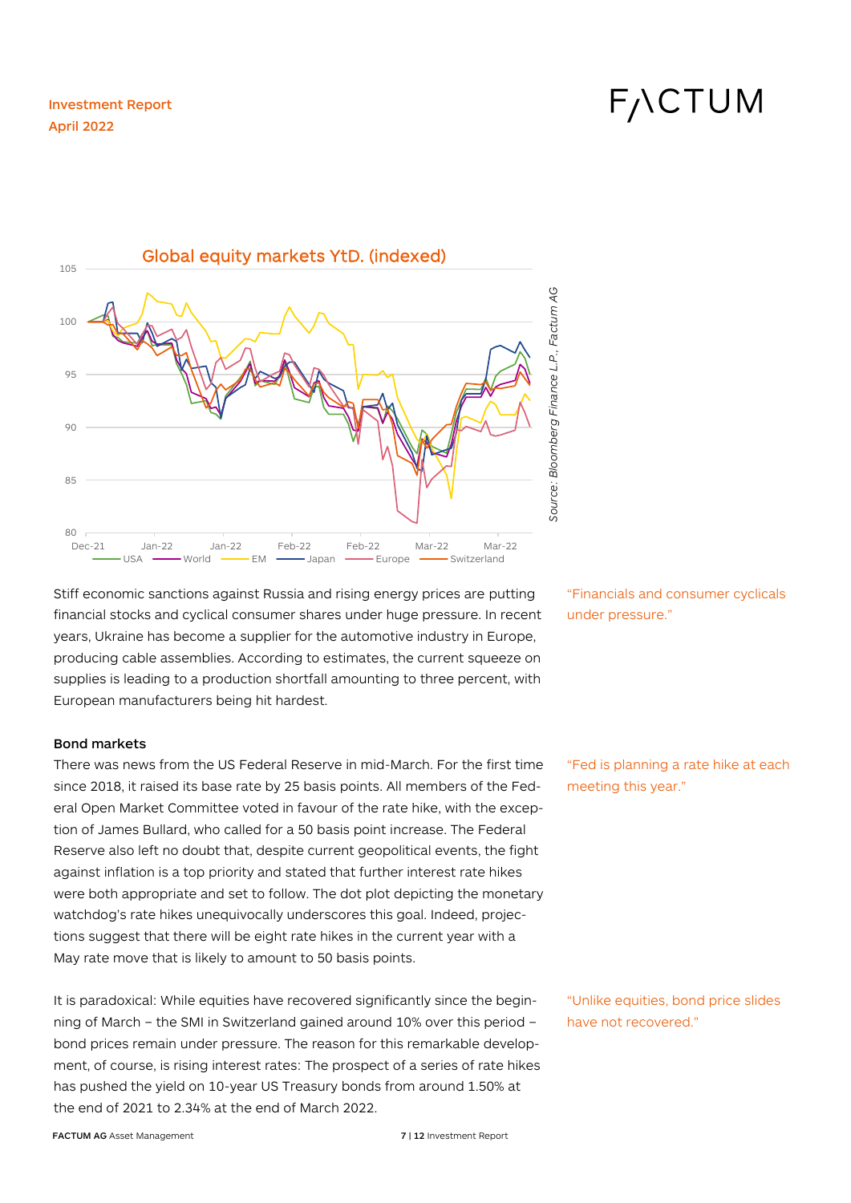Global equity markets YtD. (indexed)

Source: Bloomberg Finance L.P., Factum AG

Stiff economic sanctions against Russia and rising energy prices are putting financial stocks and cyclical consumer shares under huge pressure. In recent years, Ukraine has become a supplier for the automotive industry in Europe, producing cable assemblies. According to estimates, the current squeeze on supplies is leading to a production shortfall amounting to three percent, with European manufacturers being hit hardest.

"Financials and consumer cyclicals under pressure."

**Bond markets**

There was news from the US Federal Reserve in mid-March. For the first time since 2018, it raised its base rate by 25 basis points. All members of the Federal Open Market Committee voted in favour of the rate hike, with the exception of James Bullard, who called for a 50 basis point increase. The Federal Reserve also left no doubt that, despite current geopolitical events, the fight against inflation is a top priority and stated that further interest rate hikes were both appropriate and set to follow. The dot plot depicting the monetary watchdog's rate hikes unequivocally underscores this goal. Indeed, projections suggest that there will be eight rate hikes in the current year with a May rate move that is likely to amount to 50 basis points.

"Fed is planning a rate hike at each meeting this year."

It is paradoxical: While equities have recovered significantly since the beginning of March – the SMI in Switzerland gained around 10% over this period – bond prices remain under pressure. The reason for this remarkable development, of course, is rising interest rates: The prospect of a series of rate hikes has pushed the yield on 10-year US Treasury bonds from around 1.50% at the end of 2021 to 2.34% at the end of March 2022.

"Unlike equities, bond price slides have not recovered."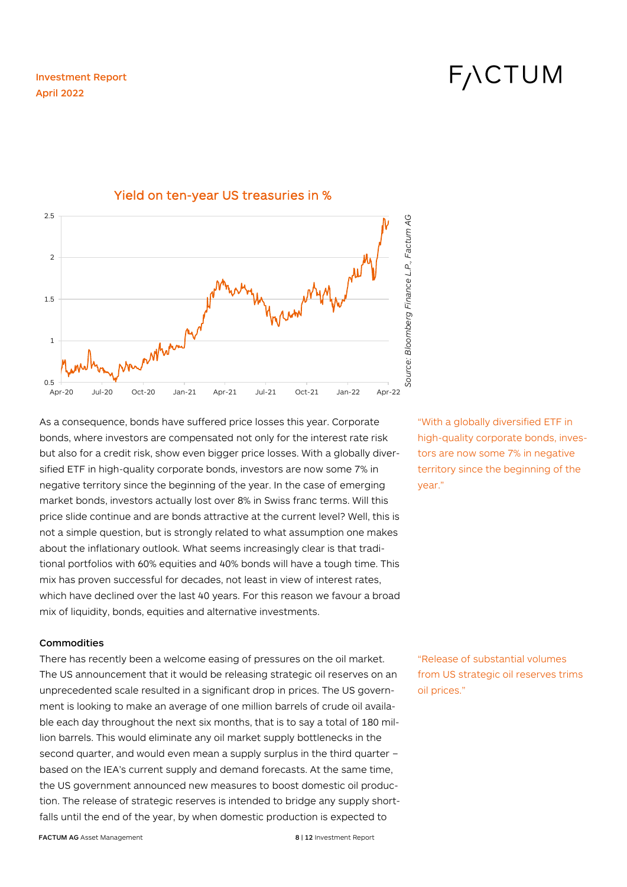Yield on ten-year US treasuries in %

Source: Bloomberg Finance L.P., Factum AG

As a consequence, bonds have suffered price losses this year. Corporate bonds, where investors are compensated not only for the interest rate risk but also for a credit risk, show even bigger price losses. With a globally diversified ETF in high-quality corporate bonds, investors are now some 7% in negative territory since the beginning of the year. In the case of emerging market bonds, investors actually lost over 8% in Swiss franc terms. Will this price slide continue and are bonds attractive at the current level? Well, this is not a simple question, but is strongly related to what assumption one makes about the inflationary outlook. What seems increasingly clear is that traditional portfolios with 60% equities and 40% bonds will have a tough time. This mix has proven successful for decades, not least in view of interest rates, which have declined over the last 40 years. For this reason we favour a broad mix of liquidity, bonds, equities and alternative investments.

"With a globally diversified ETF in high-quality corporate bonds, investors are now some 7% in negative territory since the beginning of the year."

**Commodities**

There has recently been a welcome easing of pressures on the oil market. The US announcement that it would be releasing strategic oil reserves on an unprecedented scale resulted in a significant drop in prices. The US government is looking to make an average of one million barrels of crude oil available each day throughout the next six months, that is to say a total of 180 million barrels. This would eliminate any oil market supply bottlenecks in the second quarter, and would even mean a supply surplus in the third quarter – based on the IEA's current supply and demand forecasts. At the same time, the US government announced new measures to boost domestic oil production. The release of strategic reserves is intended to bridge any supply shortfalls until the end of the year, by when domestic production is expected to

"Release of substantial volumes from US strategic oil reserves trims oil prices."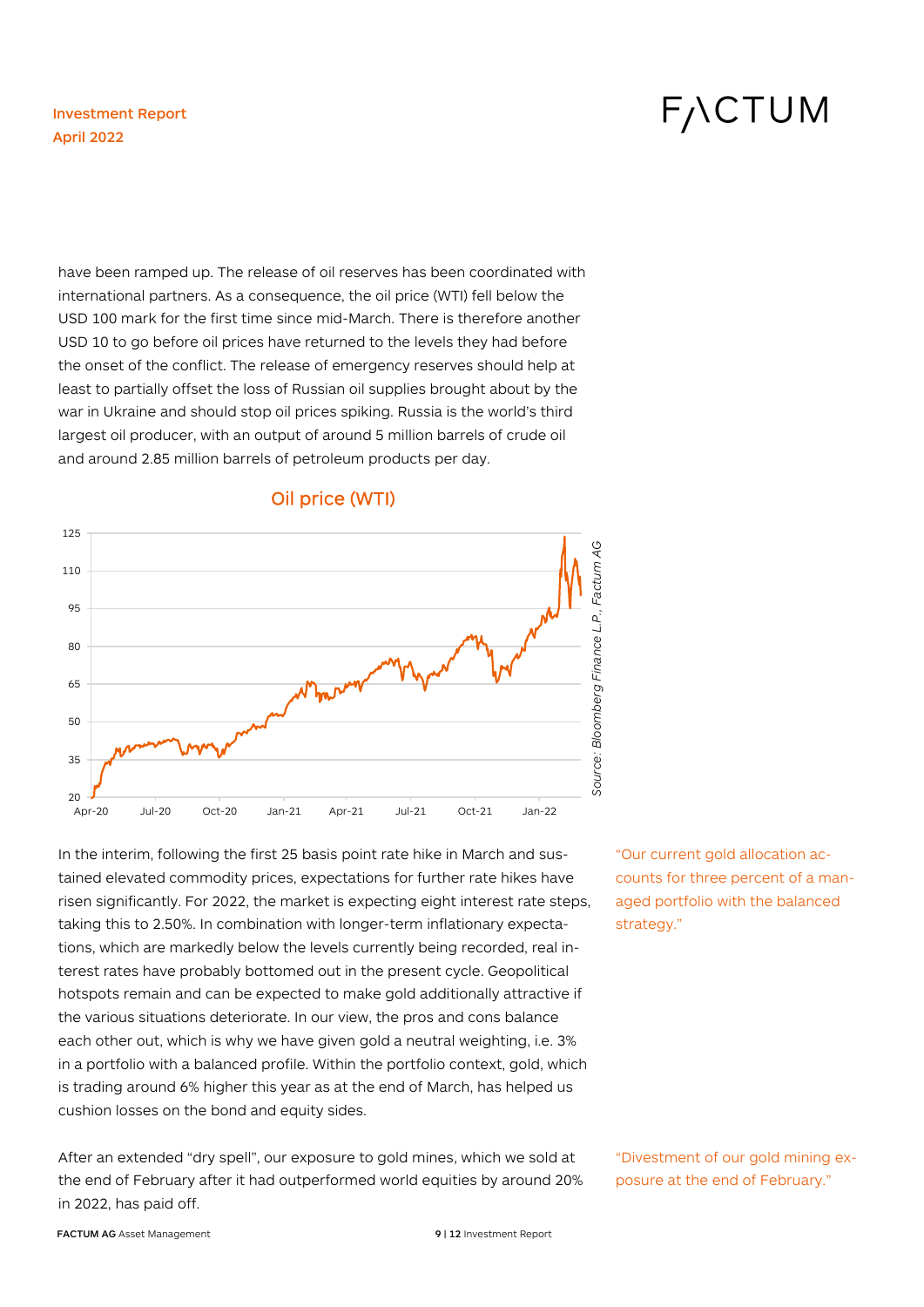have been ramped up. The release of oil reserves has been coordinated with international partners. As a consequence, the oil price (WTI) fell below the USD 100 mark for the first time since mid-March. There is therefore another USD 10 to go before oil prices have returned to the levels they had before the onset of the conflict. The release of emergency reserves should help at least to partially offset the loss of Russian oil supplies brought about by the war in Ukraine and should stop oil prices spiking. Russia is the world's third largest oil producer, with an output of around 5 million barrels of crude oil and around 2.85 million barrels of petroleum products per day.

## Oil price (WTI)

*Source: Bloomberg Finance L.P., Factum AG*

In the interim, following the first 25 basis point rate hike in March and sustained elevated commodity prices, expectations for further rate hikes have risen significantly. For 2022, the market is expecting eight interest rate steps, taking this to 2.50%. In combination with longer-term inflationary expectations, which are markedly below the levels currently being recorded, real interest rates have probably bottomed out in the present cycle. Geopolitical hotspots remain and can be expected to make gold additionally attractive if the various situations deteriorate. In our view, the pros and cons balance each other out, which is why we have given gold a neutral weighting, i.e. 3% in a portfolio with a balanced profile. Within the portfolio context, gold, which is trading around 6% higher this year as at the end of March, has helped us cushion losses on the bond and equity sides.

"Our current gold allocation accounts for three percent of a managed portfolio with the balanced strategy."

After an extended "dry spell", our exposure to gold mines, which we sold at the end of February after it had outperformed world equities by around 20% in 2022, has paid off.

"Divestment of our gold mining exposure at the end of February."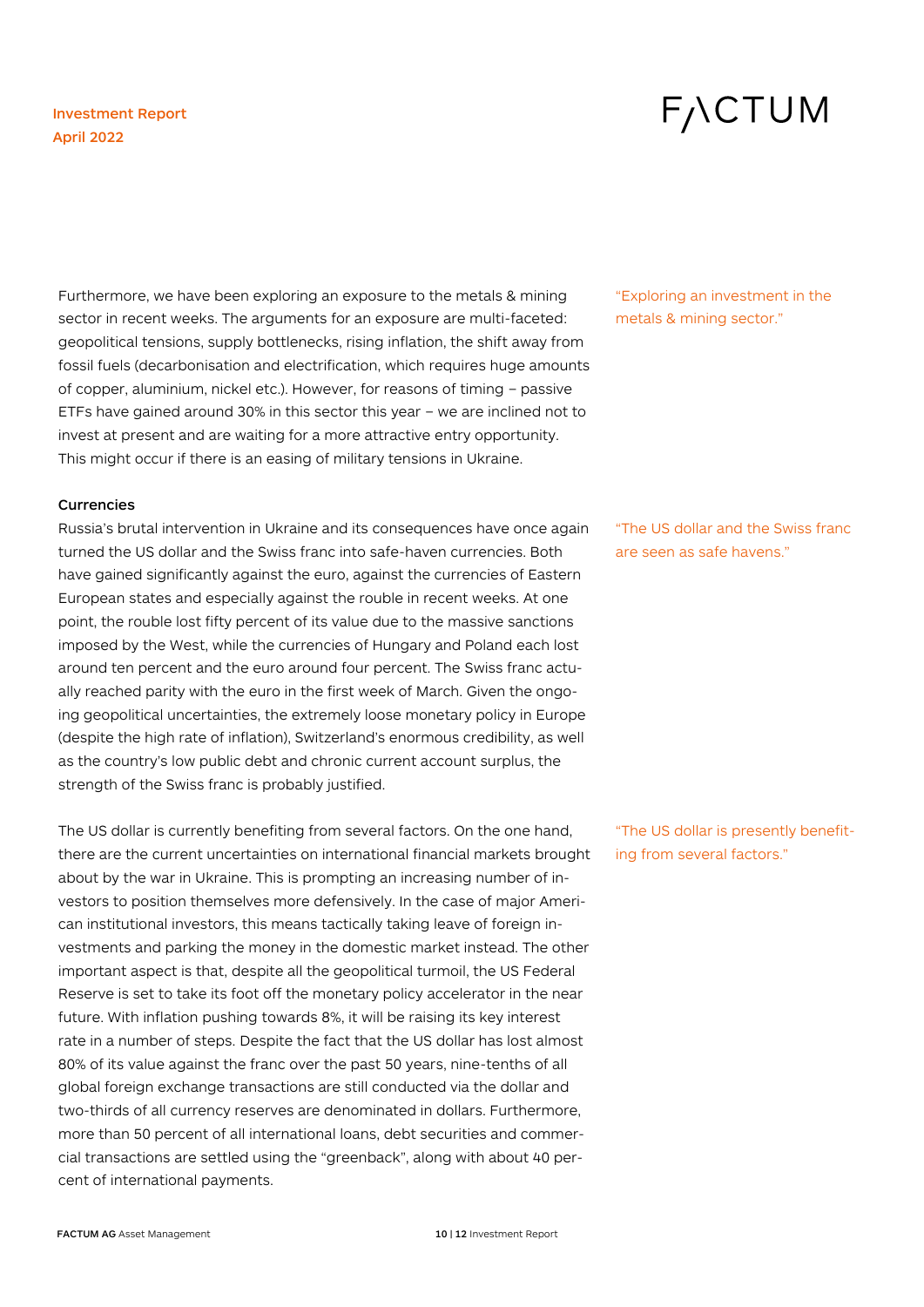Furthermore, we have been exploring an exposure to the metals & mining sector in recent weeks. The arguments for an exposure are multi-faceted: geopolitical tensions, supply bottlenecks, rising inflation, the shift away from fossil fuels (decarbonisation and electrification, which requires huge amounts of copper, aluminium, nickel etc.). However, for reasons of timing – passive ETFs have gained around 30% in this sector this year – we are inclined not to invest at present and are waiting for a more attractive entry opportunity. This might occur if there is an easing of military tensions in Ukraine.

"Exploring an investment in the metals & mining sector."

**Currencies**

Russia's brutal intervention in Ukraine and its consequences have once again turned the US dollar and the Swiss franc into safe-haven currencies. Both have gained significantly against the euro, against the currencies of Eastern European states and especially against the rouble in recent weeks. At one point, the rouble lost fifty percent of its value due to the massive sanctions imposed by the West, while the currencies of Hungary and Poland each lost around ten percent and the euro around four percent. The Swiss franc actually reached parity with the euro in the first week of March. Given the ongoing geopolitical uncertainties, the extremely loose monetary policy in Europe (despite the high rate of inflation), Switzerland's enormous credibility, as well as the country's low public debt and chronic current account surplus, the strength of the Swiss franc is probably justified.

"The US dollar and the Swiss franc are seen as safe havens."

The US dollar is currently benefiting from several factors. On the one hand, there are the current uncertainties on international financial markets brought about by the war in Ukraine. This is prompting an increasing number of investors to position themselves more defensively. In the case of major American institutional investors, this means tactically taking leave of foreign investments and parking the money in the domestic market instead. The other important aspect is that, despite all the geopolitical turmoil, the US Federal Reserve is set to take its foot off the monetary policy accelerator in the near future. With inflation pushing towards 8%, it will be raising its key interest rate in a number of steps. Despite the fact that the US dollar has lost almost 80% of its value against the franc over the past 50 years, nine-tenths of all global foreign exchange transactions are still conducted via the dollar and two-thirds of all currency reserves are denominated in dollars. Furthermore, more than 50 percent of all international loans, debt securities and commercial transactions are settled using the "greenback", along with about 40 percent of international payments.

"The US dollar is presently benefiting from several factors."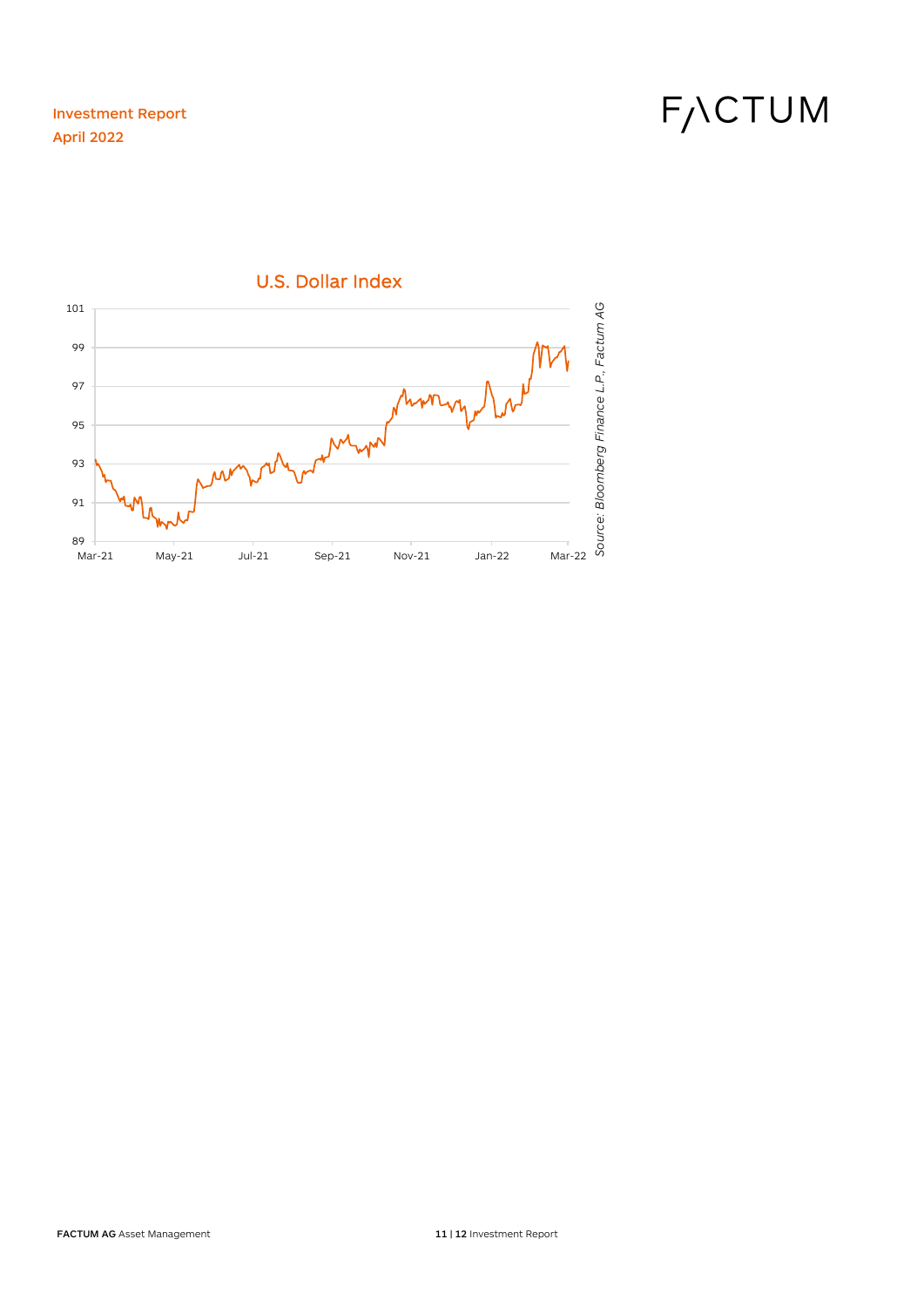U.S. Dollar Index

Source: Bloomberg Finance L.P., Factum AG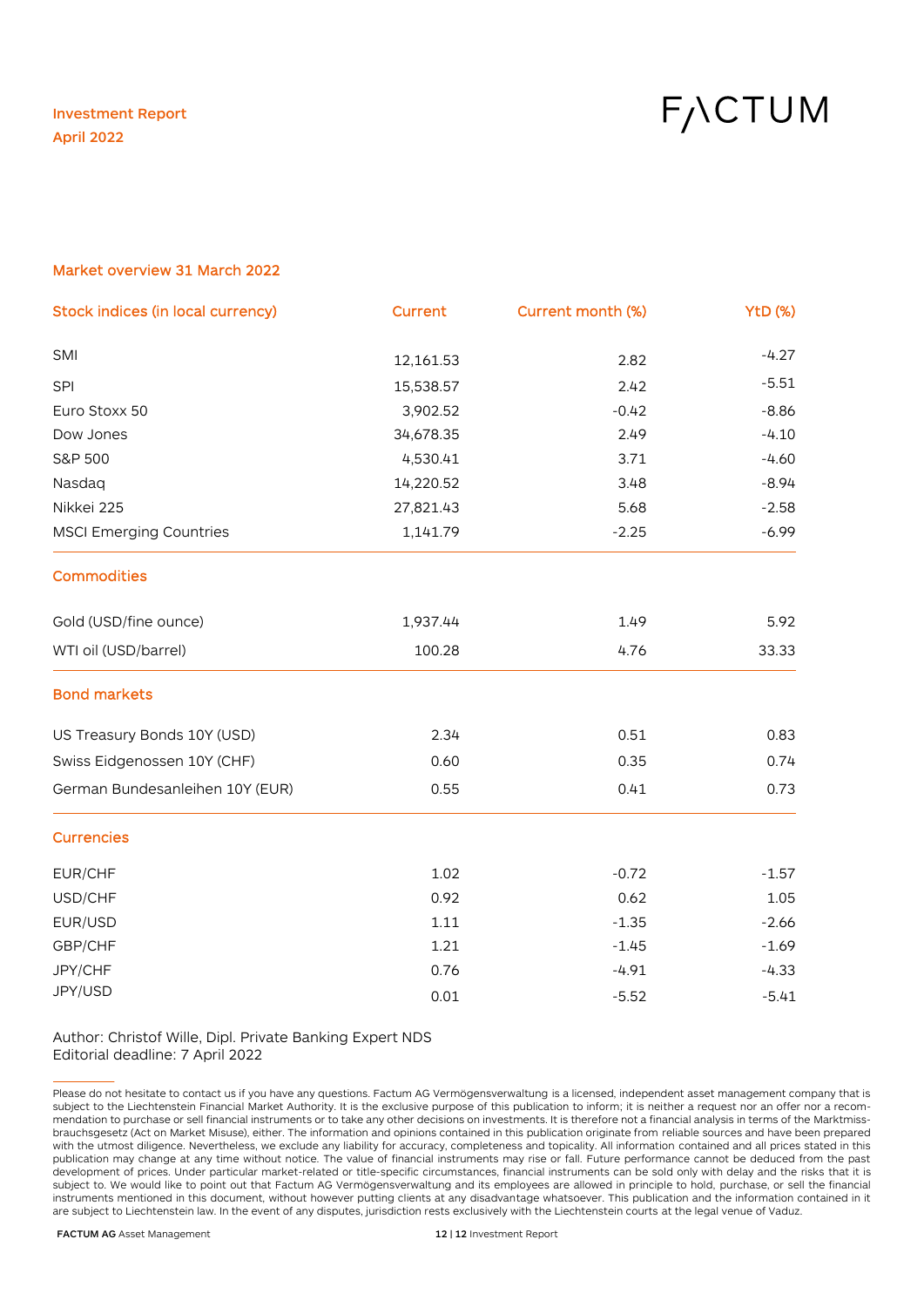Investment Report
April 2022

FACTUM

## Market overview 31 March 2022

| Stock indices (in local currency) | Current | Current month (%) | YtD (%) |
|---|---|---|---|
| SMI | 12,161.53 | 2.82 | -4.27 |
| SPI | 15,538.57 | 2.42 | -5.51 |
| Euro Stoxx 50 | 3,902.52 | -0.42 | -8.86 |
| Dow Jones | 34,678.35 | 2.49 | -4.10 |
| S&P 500 | 4,530.41 | 3.71 | -4.60 |
| Nasdaq | 14,220.52 | 3.48 | -8.94 |
| Nikkei 225 | 27,821.43 | 5.68 | -2.58 |
| MSCI Emerging Countries | 1,141.79 | -2.25 | -6.99 |
| **Commodities** | | | |
| Gold (USD/fine ounce) | 1,937.44 | 1.49 | 5.92 |
| WTI oil (USD/barrel) | 100.28 | 4.76 | 33.33 |
| **Bond markets** | | | |
| US Treasury Bonds 10Y (USD) | 2.34 | 0.51 | 0.83 |
| Swiss Eidgenossen 10Y (CHF) | 0.60 | 0.35 | 0.74 |
| German Bundesanleihen 10Y (EUR) | 0.55 | 0.41 | 0.73 |
| **Currencies** | | | |
| EUR/CHF | 1.02 | -0.72 | -1.57 |
| USD/CHF | 0.92 | 0.62 | 1.05 |
| EUR/USD | 1.11 | -1.35 | -2.66 |
| GBP/CHF | 1.21 | -1.45 | -1.69 |
| JPY/CHF | 0.76 | -4.91 | -4.33 |
| JPY/USD | 0.01 | -5.52 | -5.41 |

Author: Christof Wille, Dipl. Private Banking Expert NDS
Editorial deadline: 7 April 2022

---

Please do not hesitate to contact us if you have any questions. Factum AG Vermögensverwaltung is a licensed, independent asset management company that is subject to the Liechtenstein Financial Market Authority. It is the exclusive purpose of this publication to inform; it is neither a request nor an offer nor a recommendation to purchase or sell financial instruments or to take any other decisions on investments. It is therefore not a financial analysis in terms of the Marktmissbrauchsgesetz (Act on Market Misuse), either. The information and opinions contained in this publication originate from reliable sources and have been prepared with the utmost diligence. Nevertheless, we exclude any liability for accuracy, completeness and topicality. All information contained and all prices stated in this publication may change at any time without notice. The value of financial instruments may rise or fall. Future performance cannot be deduced from the past development of prices. Under particular market-related or title-specific circumstances, financial instruments can be sold only with delay and the risks that it is subject to. We would like to point out that Factum AG Vermögensverwaltung and its employees are allowed in principle to hold, purchase, or sell the financial instruments mentioned in this document, without however putting clients at any disadvantage whatsoever. This publication and the information contained in it are subject to Liechtenstein law. In the event of any disputes, jurisdiction rests exclusively with the Liechtenstein courts at the legal venue of Vaduz.